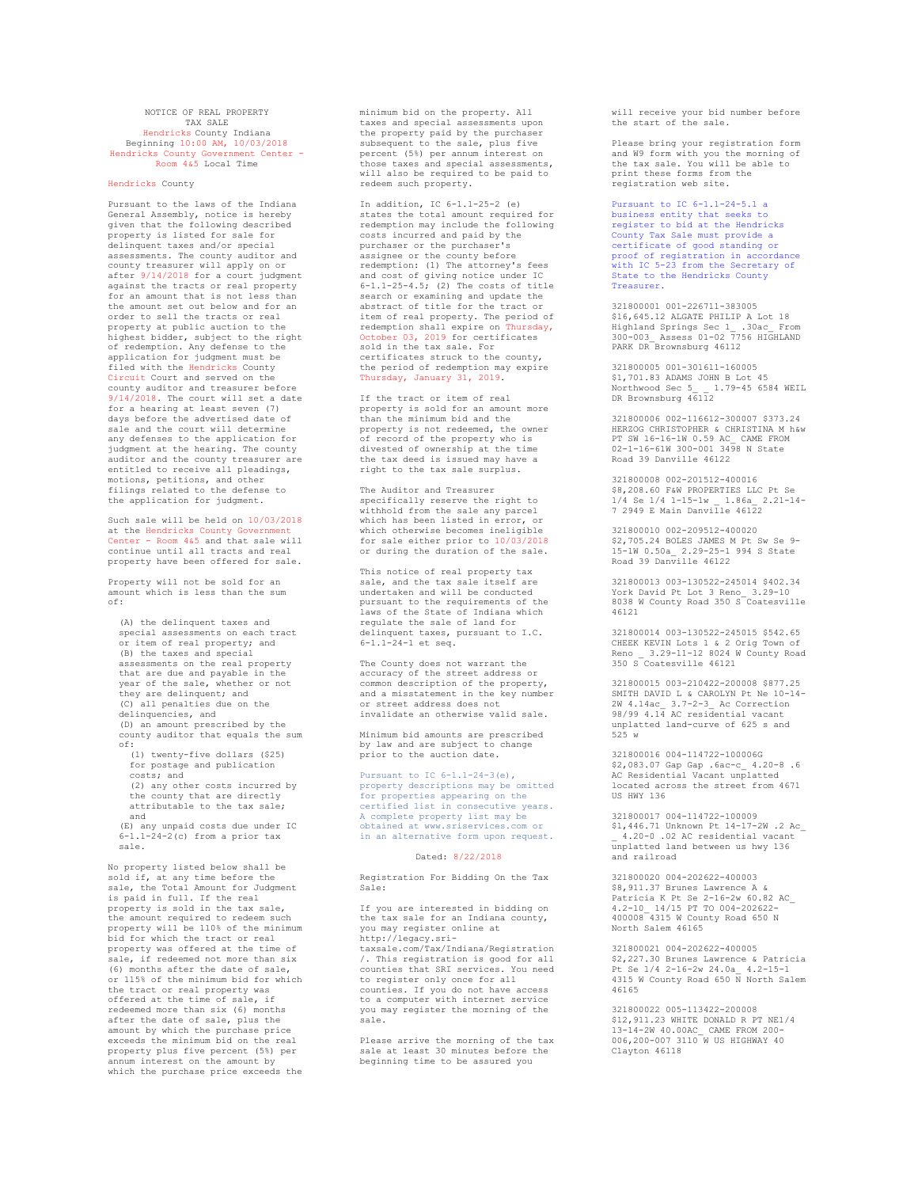# NOTICE OF REAL PROPERTY TAX SALE

Hendricks County Indiana
Beginning 10:00 AM, 10/03/2018
Hendricks County Government Center - Room 4&5 Local Time

Hendricks County

Pursuant to the laws of the Indiana General Assembly, notice is hereby given that the following described property is listed for sale for delinquent taxes and/or special assessments. The county auditor and county treasurer will apply on or after 9/14/2018 for a court judgment against the tracts or real property for an amount that is not less than the amount set out below and for an order to sell the tracts or real property at public auction to the highest bidder, subject to the right of redemption. Any defense to the application for judgment must be filed with the Hendricks County Circuit Court and served on the county auditor and treasurer before 9/14/2018. The court will set a date for a hearing at least seven (7) days before the advertised date of sale and the court will determine any defenses to the application for judgment at the hearing. The county auditor and the county treasurer are entitled to receive all pleadings, motions, petitions, and other filings related to the defense to the application for judgment.

Such sale will be held on 10/03/2018 at the Hendricks County Government Center - Room 4&5 and that sale will continue until all tracts and real property have been offered for sale.

Property will not be sold for an amount which is less than the sum of:

(A) the delinquent taxes and special assessments on each tract or item of real property; and
(B) the taxes and special assessments on the real property that are due and payable in the year of the sale, whether or not they are delinquent; and
(C) all penalties due on the delinquencies, and
(D) an amount prescribed by the county auditor that equals the sum of:
  (1) twenty-five dollars ($25) for postage and publication costs; and
  (2) any other costs incurred by the county that are directly attributable to the tax sale; and
(E) any unpaid costs due under IC 6-1.1-24-2(c) from a prior tax sale.

No property listed below shall be sold if, at any time before the sale, the Total Amount for Judgment is paid in full. If the real property is sold in the tax sale, the amount required to redeem such property will be 110% of the minimum bid for which the tract or real property was offered at the time of sale, if redeemed not more than six (6) months after the date of sale, or 115% of the minimum bid for which the tract or real property was offered at the time of sale, if redeemed more than six (6) months after the date of sale, plus the amount by which the purchase price exceeds the minimum bid on the real property plus five percent (5%) per annum interest on the amount by which the purchase price exceeds the minimum bid on the property. All taxes and special assessments upon the property paid by the purchaser subsequent to the sale, plus five percent (5%) per annum interest on those taxes and special assessments, will also be required to be paid to redeem such property.

In addition, IC 6-1.1-25-2 (e) states the total amount required for redemption may include the following costs incurred and paid by the purchaser or the purchaser's assignee or the county before redemption: (1) The attorney's fees and cost of giving notice under IC 6-1.1-25-4.5; (2) The costs of title search or examining and update the abstract of title for the tract or item of real property. The period of redemption shall expire on Thursday, October 03, 2019 for certificates sold in the tax sale. For certificates struck to the county, the period of redemption may expire Thursday, January 31, 2019.

If the tract or item of real property is sold for an amount more than the minimum bid and the property is not redeemed, the owner of record of the property who is divested of ownership at the time the tax deed is issued may have a right to the tax sale surplus.

The Auditor and Treasurer specifically reserve the right to withhold from the sale any parcel which has been listed in error, or which otherwise becomes ineligible for sale either prior to 10/03/2018 or during the duration of the sale.

This notice of real property tax sale, and the tax sale itself are undertaken and will be conducted pursuant to the requirements of the laws of the State of Indiana which regulate the sale of land for delinquent taxes, pursuant to I.C. 6-1.1-24-1 et seq.

The County does not warrant the accuracy of the street address or common description of the property, and a misstatement in the key number or street address does not invalidate an otherwise valid sale.

Minimum bid amounts are prescribed by law and are subject to change prior to the auction date.

Pursuant to IC 6-1.1-24-3(e), property descriptions may be omitted for properties appearing on the certified list in consecutive years. A complete property list may be obtained at www.sriservices.com or in an alternative form upon request.

Dated: 8/22/2018

Registration For Bidding On the Tax Sale:

If you are interested in bidding on the tax sale for an Indiana county, you may register online at http://legacy.sri-taxsale.com/Tax/Indiana/Registration/. This registration is good for all counties that SRI services. You need to register only once for all counties. If you do not have access to a computer with internet service you may register the morning of the sale.

Please arrive the morning of the tax sale at least 30 minutes before the beginning time to be assured you will receive your bid number before the start of the sale.

Please bring your registration form and W9 form with you the morning of the tax sale. You will be able to print these forms from the registration web site.

Pursuant to IC 6-1.1-24-5.1 a business entity that seeks to register to bid at the Hendricks County Tax Sale must provide a certificate of good standing or proof of registration in accordance with IC 5-23 from the Secretary of State to the Hendricks County Treasurer.

321800001 001-226711-383005 $16,645.12 ALGATE PHILIP A Lot 18 Highland Springs Sec 1_ .30ac_ From 300-003_ Assess 01-02 7756 HIGHLAND PARK DR Brownsburg 46112

321800005 001-301611-160005 $1,701.83 ADAMS JOHN B Lot 45 Northwood Sec 5_ _ 1.79-45 6584 WEIL DR Brownsburg 46112

321800006 002-116612-300007 $373.24 HERZOG CHRISTOPHER & CHRISTINA M h&w PT SW 16-16-1W 0.59 AC_ CAME FROM 02-1-16-61W 300-001 3498 N State Road 39 Danville 46122

321800008 002-201512-400016 $8,208.60 F&W PROPERTIES LLC Pt Se 1/4 Se 1/4 1-15-1w _ 1.86a_ 2.21-14-7 2949 E Main Danville 46122

321800010 002-209512-400020 $2,705.24 BOLES JAMES M Pt Sw Se 9-15-1W 0.50a_ 2.29-25-1 994 S State Road 39 Danville 46122

321800013 003-130522-245014 $402.34 York David Pt Lot 3 Reno_ 3.29-10 8038 W County Road 350 S Coatesville 46121

321800014 003-130522-245015 $542.65 CHEEK KEVIN Lots 1 & 2 Orig Town of Reno _ 3.29-11-12 8024 W County Road 350 S Coatesville 46121

321800015 003-210422-200008 $877.25 SMITH DAVID L & CAROLYN Pt Ne 10-14-2W 4.14ac_ 3.7-2-3_ Ac Correction 98/99 4.14 AC residential vacant unplatted land-curve of 625 s and 525 w

321800016 004-114722-100006G $2,083.07 Gap Gap .6ac-c_ 4.20-8 .6 AC Residential Vacant unplatted located across the street from 4671 US HWY 136

321800017 004-114722-100009 $1,446.71 Unknown Pt 14-17-2W .2 Ac_ _ 4.20-0 .02 AC residential vacant unplatted land between us hwy 136 and railroad

321800020 004-202622-400003 $8,911.37 Brunes Lawrence A & Patricia K Pt Se 2-16-2w 60.82 AC_ 4.2-10_ 14/15 PT TO 004-202622-400008 4315 W County Road 650 N North Salem 46165

321800021 004-202622-400005 $2,227.30 Brunes Lawrence & Patricia Pt Se 1/4 2-16-2w 24.0a_ 4.2-15-1 4315 W County Road 650 N North Salem 46165

321800022 005-113422-200008 $12,911.23 WHITE DONALD R PT NE1/4 13-14-2W 40.00AC_ CAME FROM 200-006,200-007 3110 W US HIGHWAY 40 Clayton 46118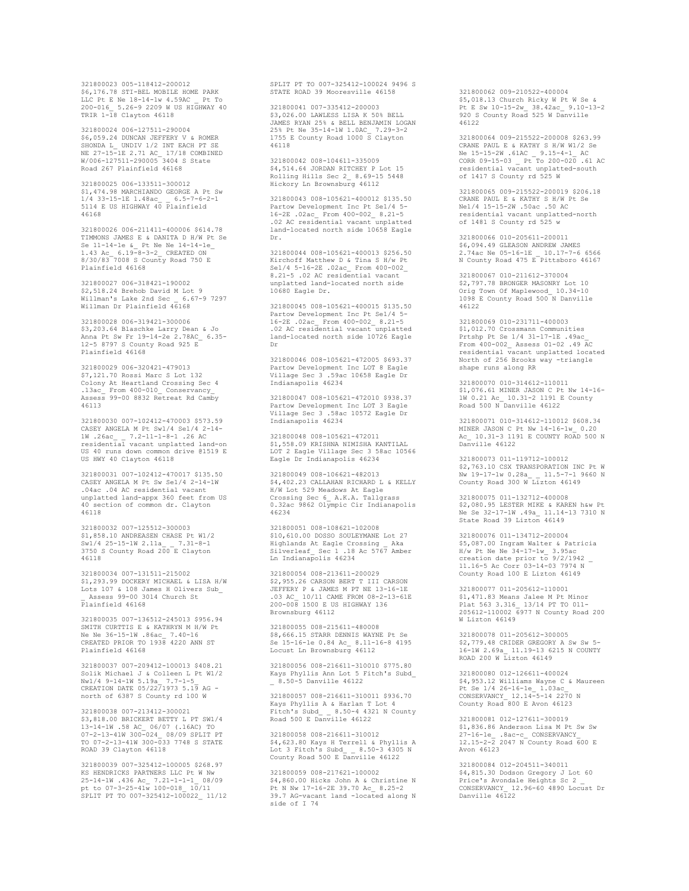321800023 005-118412-200012 $6,176.78 STI-BEL MOBILE HOME PARK LLC Pt E Ne 18-14-1w 4.59AC _ Pt To 200-016_ 5.26-9 2209 W US HIGHWAY 40 TRIR 1-18 Clayton 46118

321800024 006-127511-290004 $6,059.24 DUNCAN JEFFERY V & ROMER SHONDA L_ UNDIV 1/2 INT EACH PT SE NE 27-15-1E 2.71 AC_ 17/18 COMBINED W/006-127511-290005 3404 S State Road 267 Plainfield 46168

321800025 006-133511-300012 $1,474.98 MARCHIANDO GEORGE A Pt Sw 1/4 33-15-1E 1.48ac_ _ 6.5-7-6-2-1 5114 E US HIGHWAY 40 Plainfield 46168

321800026 006-211411-400006 $614.78 TIMMONS JAMES E & DANITA D H/W Pt Se Se 11-14-1e &_ Pt Ne Ne 14-14-1e_ 1.43 Ac_ 6.19-8-3-2_ CREATED ON 8/30/83 7008 S County Road 750 E Plainfield 46168

321800027 006-318421-190002 $2,518.24 Brehob David M Lot 9 Willman's Lake 2nd Sec _ 6.67-9 7297 Willman Dr Plainfield 46168

321800028 006-319421-300006 $3,203.64 Blaschke Larry Dean & Jo Anna Pt Sw Fr 19-14-2e 2.78AC_ 6.35-12-5 8797 S County Road 925 E Plainfield 46168

321800029 006-320421-479013 $7,121.70 Rossi Marc S Lot 132 Colony At Heartland Crossing Sec 4 .13ac_ From 400-010_ Conservancy_ Assess 99-00 8832 Retreat Rd Camby 46113

321800030 007-102412-470003 $573.59 CASEY ANGELA M Pt Sw1/4 Se1/4 2-14-1W .26ac_ _ 7.2-11-1-8-1 .26 AC residential vacant unplatted land-on US 40 runs down common drive @1519 E US HWY 40 Clayton 46118

321800031 007-102412-470017 $135.50 CASEY ANGELA M Pt Sw Se1/4 2-14-1W .04ac .04 AC residential vacant unplatted land-appx 360 feet from US 40 section of common dr. Clayton 46118

321800032 007-125512-300003 $1,858.10 ANDREASEN CHASE Pt W1/2 Sw1/4 25-15-1W 2.11a_ _ 7.31-8-1 3750 S County Road 200 E Clayton 46118

321800034 007-131511-215002 $1,293.99 DOCKERY MICHAEL & LISA H/W Lots 107 & 108 James H Olivers Sub_ _ Assess 99-00 3014 Church St Plainfield 46168

321800035 007-136512-245013 $956.94 SMITH CURTTIS E & KATHRYN M H/W Pt Ne Ne 36-15-1W .86ac_ 7.40-16 CREATED PRIOR TO 1938 4220 ANN ST Plainfield 46168

321800037 007-209412-100013 $408.21 Solik Michael J & Colleen L Pt W1/2 Nw1/4 9-14-1W 5.19a_ 7.7-1-5_ CREATION DATE 05/22/1973 5.19 AG - north of 6387 S County rd 100 W

321800038 007-213412-300021 $3,818.00 BRICKERT BETTY L PT SW1/4 13-14-1W .58 AC_ 06/07 (.16AC) TO 07-2-13-41W 300-024_ 08/09 SPLIT PT TO 07-2-13-41W 300-033 7748 S STATE ROAD 39 Clayton 46118

321800039 007-325412-100005 $268.97 KS HENDRICKS PARTNERS LLC Pt W Nw 25-14-1W .436 Ac_ 7.21-1-1-1_ 08/09 pt to 07-3-25-41w 100-018_ 10/11 SPLIT PT TO 007-325412-100022_ 11/12 SPLIT PT TO 007-325412-100024 9496 S STATE ROAD 39 Mooresville 46158

321800041 007-335412-200003 $3,026.00 LAWLESS LISA K 50% BELL JAMES RYAN 25% & BELL BENJAMIN LOGAN 25% Pt Ne 35-14-1W 1.0AC_ 7.29-3-2 1755 E County Road 1000 S Clayton 46118

321800042 008-104611-335009 $4,514.64 JORDAN RITCHEY P Lot 15 Rolling Hills Sec 2_ 8.69-15 5448 Hickory Ln Brownsburg 46112

321800043 008-105621-400012 $135.50 Partow Development Inc Pt Se1/4 5-16-2E .02ac_ From 400-002_ 8.21-5 .02 AC residential vacant unplatted land-located north side 10658 Eagle Dr.

321800044 008-105621-400013 $256.50 Kirchoff Matthew D & Tina S H/w Pt Se1/4 5-16-2E .02ac_ From 400-002_ 8.21-5 .02 AC residential vacant unplatted land-located north side 10680 Eagle Dr.

321800045 008-105621-400015 $135.50 Partow Development Inc Pt Se1/4 5-16-2E .02ac_ From 400-002_ 8.21-5 .02 AC residential vacant unplatted land-located north side 10726 Eagle Dr

321800046 008-105621-472005 $693.37 Partow Development Inc LOT 8 Eagle Village Sec 3 .59ac 10658 Eagle Dr Indianapolis 46234

321800047 008-105621-472010 $938.37 Partow Development Inc LOT 3 Eagle Village Sec 3 .58ac 10572 Eagle Dr Indianapolis 46234

321800048 008-105621-472011 $1,558.09 KRISHNA NIMISHA KANTILAL LOT 2 Eagle Village Sec 3 58ac 10566 Eagle Dr Indianapolis 46234

321800049 008-106621-482013 $4,402.23 CALLAHAN RICHARD L & KELLY H/W Lot 529 Meadows At Eagle Crossing Sec 6_ A.K.A. Tallgrass 0.32ac 9862 Olympic Cir Indianapolis 46234

321800051 008-108621-102008 $10,610.00 DOSSO SOULEYMANE Lot 27 Highlands At Eagle Crossing _ Aka Silverleaf_ Sec 1 .18 Ac 5767 Amber Ln Indianapolis 46234

321800054 008-213611-200029 $2,955.26 CARSON BERT T III CARSON JEFFERY P & JAMES M PT NE 13-16-1E .03 AC_ 10/11 CAME FROM 08-2-13-61E 200-008 1500 E US HIGHWAY 136 Brownsburg 46112

321800055 008-215611-480008 $8,666.15 STARR DENNIS WAYNE Pt Se Se 15-16-1e 0.84 Ac_ 8.11-16-8 4195 Locust Ln Brownsburg 46112

321800056 008-216611-310010 $775.80 Kays Phyllis Ann Lot 5 Fitch's Subd_ _ 8.50-5 Danville 46122

321800057 008-216611-310011 $936.70 Kays Phyllis A & Harlan T Lot 4 Fitch's Subd_ _ 8.50-4 4321 N County Road 500 E Danville 46122

321800058 008-216611-310012 $4,623.80 Kays H Terrell & Phyllis A Lot 3 Fitch's Subd_ _ 8.50-3 4305 N County Road 500 E Danville 46122

321800059 008-217621-100002 $4,860.00 Hicks John A & Christine N Pt N Nw 17-16-2E 39.70 Ac_ 8.25-2 39.7 AG-vacant land -located along N side of I 74

321800062 009-210522-400004 $5,018.13 Church Ricky W Pt W Se & Pt E Sw 10-15-2w_ 38.42ac_ 9.10-13-2 920 S County Road 525 W Danville 46122

321800064 009-215522-200008 $263.99 CRANE PAUL E & KATHY S H/W W1/2 Se Ne 15-15-2W .61AC _ 9.15-4-1_ AC CORR 09-15-03 _ Pt To 200-020 .61 AC residential vacant unplatted-south of 1417 S County rd 525 W

321800065 009-215522-200019 $206.18 CRANE PAUL E & KATHY S H/W Pt Se Ne1/4 15-15-2W .50ac .50 AC residential vacant unplatted-north of 1481 S County rd 525 w

321800066 010-205611-200011 $6,094.49 GLEASON ANDREW JAMES 2.74ac Ne 05-16-1E _ 10.17-7-6 6566 N County Road 475 E Pittsboro 46167

321800067 010-211612-370004 $2,797.78 BRONGER MASONRY Lot 10 Orig Town Of Maplewood_ 10.34-10 1098 E County Road 500 N Danville 46122

321800069 010-231711-400003 $1,012.70 Crossmann Communities Prtshp Pt Se 1/4 31-17-1E .49ac_ From 400-002_ Assess 01-02 .49 AC residential vacant unplatted located North of 256 Brooks way -triangle shape runs along RR

321800070 010-314612-110011 $1,076.61 MINER JASON C Pt Nw 14-16-1W 0.21 Ac_ 10.31-2 1191 E County Road 500 N Danville 46122

321800071 010-314612-110012 $608.34 MINER JASON C Pt Nw 14-16-1w_ 0.20 Ac_ 10.31-3 1191 E COUNTY ROAD 500 N Danville 46122

321800073 011-119712-100012 $2,763.10 CSX TRANSPORATION INC Pt W Nw 19-17-1w 0.28a_ _ 11.5-7-1 9660 N County Road 300 W Lizton 46149

321800075 011-132712-400008 $2,080.95 LESTER MIKE & KAREN h&w Pt Ne Se 32-17-1W .49a_ 11.14-13 7310 N State Road 39 Lizton 46149

321800076 011-134712-200004 $5,087.00 Ingram Walter & Patricia H/w Pt Ne Ne 34-17-1w_ 3.95ac creation date prior to 9/2/1942 _ 11.16-5 Ac Corr 03-14-03 7974 N County Road 100 E Lizton 46149

321800077 011-205612-110001 $1,471.83 Means Jalee M Pt Minor Plat 563 3.316_ 13/14 PT TO 011-205612-110002 6977 N County Road 200 W Lizton 46149

321800078 011-205612-300005 $2,779.48 CRIDER GREGORY A Sw Sw 5-16-1W 2.69a_ 11.19-13 6215 N COUNTY ROAD 200 W Lizton 46149

321800080 012-126611-400024 $4,953.12 Williams Wayne C & Maureen Pt Se 1/4 26-16-1e_ 1.03ac_ CONSERVANCY_ 12.14-5-14 2270 N County Road 800 E Avon 46123

321800081 012-127611-300019 $1,836.86 Anderson Lisa M Pt Sw Sw 27-16-1e_ .8ac-c_ CONSERVANCY_ 12.15-2-2 2047 N County Road 600 E Avon 46123

321800084 012-204511-340011 $4,815.30 Dodson Gregory J Lot 60 Price's Avondale Heights Sc 2 _ CONSERVANCY_ 12.96-60 4890 Locust Dr Danville 46122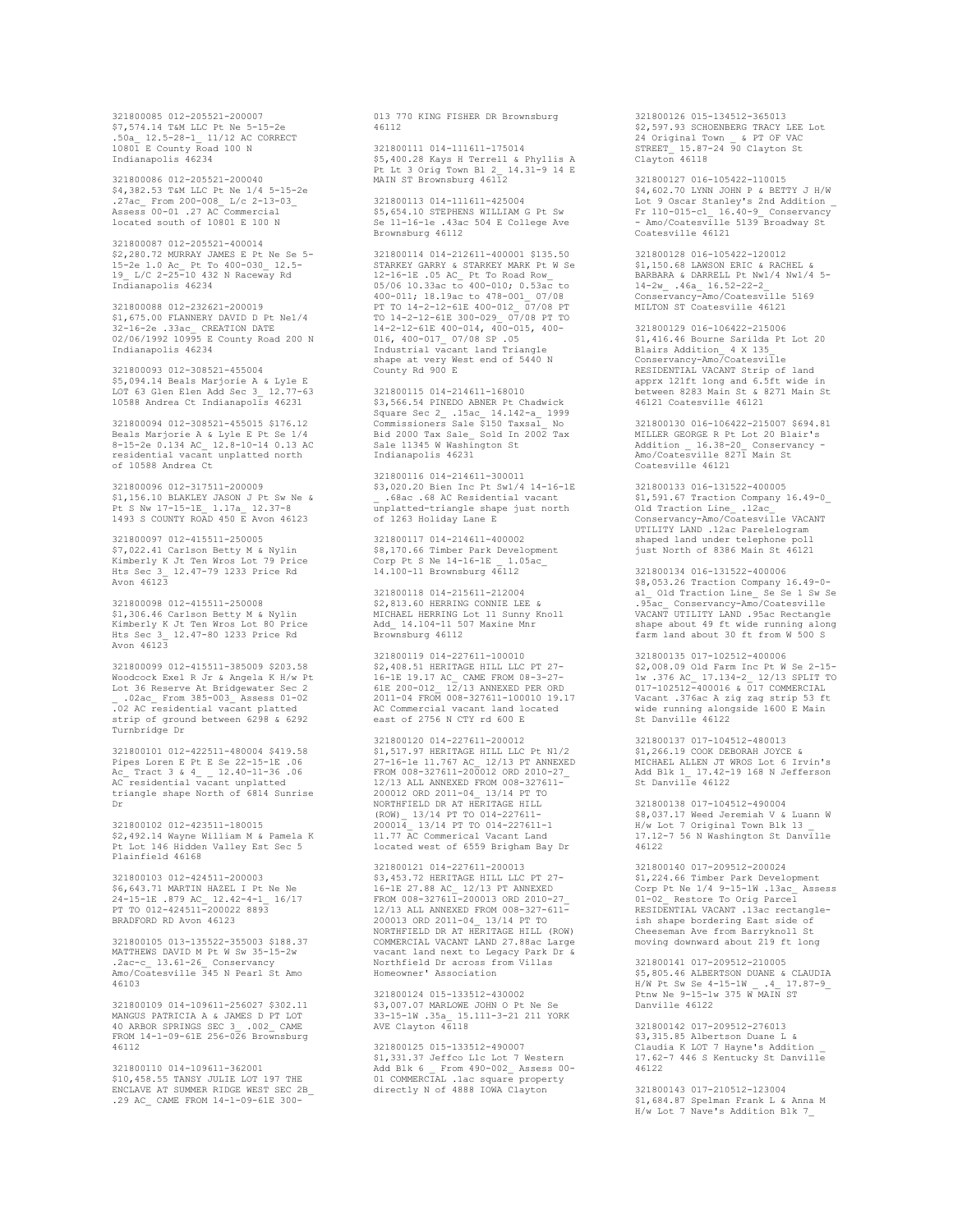321800085 012-205521-200007 $7,574.14 T&M LLC Pt Ne 5-15-2e .50a_ 12.5-28-1_ 11/12 AC CORRECT 10801 E County Road 100 N Indianapolis 46234

321800086 012-205521-200040 $4,382.53 T&M LLC Pt Ne 1/4 5-15-2e .27ac_ From 200-008_ L/c 2-13-03_ Assess 00-01 .27 AC Commercial located south of 10801 E 100 N

321800087 012-205521-400014 $2,280.72 MURRAY JAMES E Pt Ne Se 5-15-2e 1.0 Ac_ Pt To 400-030_ 12.5-19_ L/C 2-25-10 432 N Raceway Rd Indianapolis 46234

321800088 012-232621-200019 $1,675.00 FLANNERY DAVID D Pt Ne1/4 32-16-2e .33ac_ CREATION DATE 02/06/1992 10995 E County Road 200 N Indianapolis 46234

321800093 012-308521-455004 $5,094.14 Beals Marjorie A & Lyle E LOT 63 Glen Elen Add Sec 3_ 12.77-63 10588 Andrea Ct Indianapolis 46231

321800094 012-308521-455015 $176.12 Beals Marjorie A & Lyle E Pt Se 1/4 8-15-2e 0.134 AC_ 12.8-10-14 0.13 AC residential vacant unplatted north of 10588 Andrea Ct

321800096 012-317511-200009 $1,156.10 BLAKLEY JASON J Pt Sw Ne & Pt S Nw 17-15-1E_ 1.17a_ 12.37-8 1493 S COUNTY ROAD 450 E Avon 46123

321800097 012-415511-250005 $7,022.41 Carlson Betty M & Nylin Kimberly K Jt Ten Wros Lot 79 Price Hts Sec 3_ 12.47-79 1233 Price Rd Avon 46123

321800098 012-415511-250008 $1,306.46 Carlson Betty M & Nylin Kimberly K Jt Ten Wros Lot 80 Price Hts Sec 3_ 12.47-80 1233 Price Rd Avon 46123

321800099 012-415511-385009 $203.58 Woodcock Exel R Jr & Angela K H/w Pt Lot 36 Reserve At Bridgewater Sec 2 _ .02ac_ From 385-003_ Assess 01-02 .02 AC residential vacant platted strip of ground between 6298 & 6292 Turnbridge Dr

321800101 012-422511-480004 $419.58 Pipes Loren E Pt E Se 22-15-1E .06 Ac_ Tract 3 & 4_ _ 12.40-11-36 .06 AC residential vacant unplatted triangle shape North of 6814 Sunrise Dr

321800102 012-423511-180015 $2,492.14 Wayne William M & Pamela K Pt Lot 146 Hidden Valley Est Sec 5 Plainfield 46168

321800103 012-424511-200003 $6,643.71 MARTIN HAZEL I Pt Ne Ne 24-15-1E .879 AC_ 12.42-4-1_ 16/17 PT TO 012-424511-200022 8893 BRADFORD RD Avon 46123

321800105 013-135522-355003 $188.37 MATTHEWS DAVID M Pt W Sw 35-15-2w .2ac-c_ 13.61-26_ Conservancy Amo/Coatesville 345 N Pearl St Amo 46103

321800109 014-109611-256027 $302.11 MANGUS PATRICIA A & JAMES D PT LOT 40 ARBOR SPRINGS SEC 3_ .002_ CAME FROM 14-1-09-61E 256-026 Brownsburg 46112

321800110 014-109611-362001 $10,458.55 TANSY JULIE LOT 197 THE ENCLAVE AT SUMMER RIDGE WEST SEC 2B_ .29 AC_ CAME FROM 14-1-09-61E 300-013 770 KING FISHER DR Brownsburg 46112

321800111 014-111611-175014 $5,400.28 Kays H Terrell & Phyllis A Pt Lt 3 Orig Town Bl 2_ 14.31-9 14 E MAIN ST Brownsburg 46112

321800113 014-111611-425004 $5,654.10 STEPHENS WILLIAM G Pt Sw Se 11-16-1e .43ac 504 E College Ave Brownsburg 46112

321800114 014-212611-400001 $135.50 STARKEY GARRY & STARKEY MARK Pt W Se 12-16-1E .05 AC_ Pt To Road Row_ 05/06 10.33ac to 400-010; 0.53ac to 400-011; 18.19ac to 478-001_ 07/08 PT TO 14-2-12-61E 400-012_ 07/08 PT TO 14-2-12-61E 300-029_ 07/08 PT TO 14-2-12-61E 400-014, 400-015, 400-016, 400-017_ 07/08 SP .05 Industrial vacant land Triangle shape at very West end of 5440 N County Rd 900 E

321800115 014-214611-168010 $3,566.54 PINEDO ABNER Pt Chadwick Square Sec 2_ .15ac_ 14.142-a_ 1999 Commissioners Sale $150 Taxsal_ No Bid 2000 Tax Sale_ Sold In 2002 Tax Sale 11345 W Washington St Indianapolis 46231

321800116 014-214611-300011 $3,020.20 Bien Inc Pt Sw1/4 14-16-1E _ .68ac .68 AC Residential vacant unplatted-triangle shape just north of 1263 Holiday Lane E

321800117 014-214611-400002 $8,170.66 Timber Park Development Corp Pt S Ne 14-16-1E _ 1.05ac_ 14.100-11 Brownsburg 46112

321800118 014-215611-212004 $2,813.60 HERRING CONNIE LEE & MICHAEL HERRING Lot 11 Sunny Knoll Add_ 14.104-11 507 Maxine Mnr Brownsburg 46112

321800119 014-227611-100010 $2,408.51 HERITAGE HILL LLC PT 27-16-1E 19.17 AC_ CAME FROM 08-3-27-61E 200-012_ 12/13 ANNEXED PER ORD 2011-04 FROM 008-327611-100010 19.17 AC Commercial vacant land located east of 2756 N CTY rd 600 E

321800120 014-227611-200012 $1,517.97 HERITAGE HILL LLC Pt N1/2 27-16-1e 11.767 AC_ 12/13 PT ANNEXED FROM 008-327611-200012 ORD 2010-27_ 12/13 ALL ANNEXED FROM 008-327611-200012 ORD 2011-04_ 13/14 PT TO NORTHFIELD DR AT HERITAGE HILL (ROW)_ 13/14 PT TO 014-227611-200014_ 13/14 PT TO 014-227611-1 11.77 AC Commerical Vacant Land located west of 6559 Brigham Bay Dr

321800121 014-227611-200013 $3,453.72 HERITAGE HILL LLC PT 27-16-1E 27.88 AC_ 12/13 PT ANNEXED FROM 008-327611-200013 ORD 2010-27_ 12/13 ALL ANNEXED FROM 008-327-611-200013 ORD 2011-04_ 13/14 PT TO NORTHFIELD DR AT HERITAGE HILL (ROW) COMMERCIAL VACANT LAND 27.88ac Large vacant land next to Legacy Park Dr & Northfield Dr across from Villas Homeowner' Association

321800124 015-133512-430002 $3,007.07 MARLOWE JOHN O Pt Ne Se 33-15-1W .35a_ 15.111-3-21 211 YORK AVE Clayton 46118

321800125 015-133512-490007 $1,331.37 Jeffco Llc Lot 7 Western Add Blk 6 _ From 490-002_ Assess 00-01 COMMERCIAL .1ac square property directly N of 4888 IOWA Clayton

321800126 015-134512-365013 $2,597.93 SCHOENBERG TRACY LEE Lot 24 Original Town _ & PT OF VAC STREET_ 15.87-24 90 Clayton St Clayton 46118

321800127 016-105422-110015 $4,602.70 LYNN JOHN P & BETTY J H/W Lot 9 Oscar Stanley's 2nd Addition _ Fr 110-015-c1_ 16.40-9_ Conservancy - Amo/Coatesville 5139 Broadway St Coatesville 46121

321800128 016-105422-120012 $1,150.68 LAWSON ERIC & RACHEL & BARBARA & DARRELL Pt Nw1/4 Nw1/4 5-14-2w_ .46a_ 16.52-22-2_ Conservancy-Amo/Coatesville 5169 MILTON ST Coatesville 46121

321800129 016-106422-215006 $1,416.46 Bourne Sarilda Pt Lot 20 Blairs Addition_ 4 X 135_ Conservancy-Amo/Coatesville RESIDENTIAL VACANT Strip of land apprx 121ft long and 6.5ft wide in between 8283 Main St & 8271 Main St 46121 Coatesville 46121

321800130 016-106422-215007 $694.81 MILLER GEORGE R Pt Lot 20 Blair's Addition _ 16.38-20_ Conservancy - Amo/Coatesville 8271 Main St Coatesville 46121

321800133 016-131522-400005 $1,591.67 Traction Company 16.49-0_ Old Traction Line_ .12ac_ Conservancy-Amo/Coatesville VACANT UTILITY LAND .12ac Parelelogram shaped land under telephone poll just North of 8386 Main St 46121

321800134 016-131522-400006 $8,053.26 Traction Company 16.49-0-a1_ Old Traction Line_ Se Se 1 Sw Se .95ac_ Conservancy-Amo/Coatesville VACANT UTILITY LAND .95ac Rectangle shape about 49 ft wide running along farm land about 30 ft from W 500 S

321800135 017-102512-400006 $2,008.09 Old Farm Inc Pt W Se 2-15-1w .376 AC_ 17.134-2_ 12/13 SPLIT TO 017-102512-400016 & 017 COMMERCIAL Vacant .376ac A zig zag strip 53 ft wide running alongside 1600 E Main St Danville 46122

321800137 017-104512-480013 $1,266.19 COOK DEBORAH JOYCE & MICHAEL ALLEN JT WROS Lot 6 Irvin's Add Blk 1_ 17.42-19 168 N Jefferson St Danville 46122

321800138 017-104512-490004 $8,037.17 Weed Jeremiah V & Luann W H/w Lot 7 Original Town Blk 13 _ 17.12-7 56 N Washington St Danville 46122

321800140 017-209512-200024 $1,224.66 Timber Park Development Corp Pt Ne 1/4 9-15-1W .13ac_ Assess 01-02_ Restore To Orig Parcel RESIDENTIAL VACANT .13ac rectangle-ish shape bordering East side of Cheeseman Ave from Barryknoll St moving downward about 219 ft long

321800141 017-209512-210005 $5,805.46 ALBERTSON DUANE & CLAUDIA H/W Pt Sw Se 4-15-1W _ .4_ 17.87-9_ Ptnw Ne 9-15-1w 375 W MAIN ST Danville 46122

321800142 017-209512-276013 $3,315.85 Albertson Duane L & Claudia K LOT 7 Hayne's Addition _ 17.62-7 446 S Kentucky St Danville 46122

321800143 017-210512-123004 $1,684.87 Spelman Frank L & Anna M H/w Lot 7 Nave's Addition Blk 7_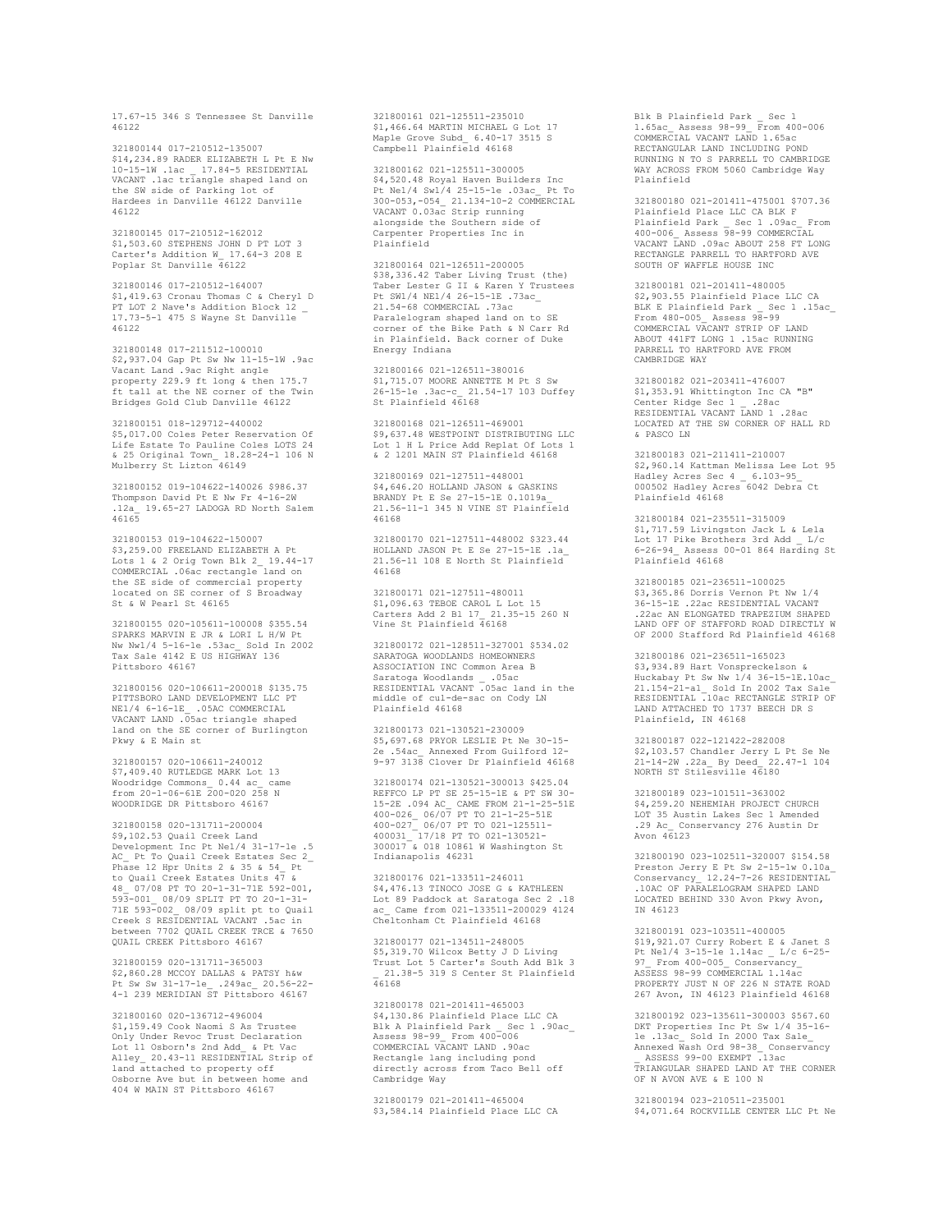17.67-15 346 S Tennessee St Danville 46122

321800144 017-210512-135007 $14,234.89 RADER ELIZABETH L Pt E Nw 10-15-1W .1ac _ 17.84-5 RESIDENTIAL VACANT .1ac triangle shaped land on the SW side of Parking lot of Hardees in Danville 46122 Danville 46122

321800145 017-210512-162012 $1,503.60 STEPHENS JOHN D PT LOT 3 Carter's Addition W_ 17.64-3 208 E Poplar St Danville 46122

321800146 017-210512-164007 $1,419.63 Cronau Thomas C & Cheryl D PT LOT 2 Nave's Addition Block 12 _ 17.73-5-1 475 S Wayne St Danville 46122

321800148 017-211512-100010 $2,937.04 Gap Pt Sw Nw 11-15-1W .9ac Vacant Land .9ac Right angle property 229.9 ft long & then 175.7 ft tall at the NE corner of the Twin Bridges Gold Club Danville 46122

321800151 018-129712-440002 $5,017.00 Coles Peter Reservation Of Life Estate To Pauline Coles LOTS 24 & 25 Original Town_ 18.28-24-1 106 N Mulberry St Lizton 46149

321800152 019-104622-140026 $986.37 Thompson David Pt E Nw Fr 4-16-2W .12a_ 19.65-27 LADOGA RD North Salem 46165

321800153 019-104622-150007 $3,259.00 FREELAND ELIZABETH A Pt Lots 1 & 2 Orig Town Blk 2_ 19.44-17 COMMERCIAL .06ac rectangle land on the SE side of commercial property located on SE corner of S Broadway St & W Pearl St 46165

321800155 020-105611-100008 $355.54 SPARKS MARVIN E JR & LORI L H/W Pt Nw Nw1/4 5-16-1e .53ac_ Sold In 2002 Tax Sale 4142 E US HIGHWAY 136 Pittsboro 46167

321800156 020-106611-200018 $135.75 PITTSBORO LAND DEVELOPMENT LLC PT NE1/4 6-16-1E_ .05AC COMMERCIAL VACANT LAND .05ac triangle shaped land on the SE corner of Burlington Pkwy & E Main st

321800157 020-106611-240012 $7,409.40 RUTLEDGE MARK Lot 13 Woodridge Commons_ 0.44 ac_ came from 20-1-06-61E 200-020 258 N WOODRIDGE DR Pittsboro 46167

321800158 020-131711-200004 $9,102.53 Quail Creek Land Development Inc Pt Ne1/4 31-17-1e .5 AC_ Pt To Quail Creek Estates Sec 2_ Phase 12 Hpr Units 2 & 35 & 54_ Pt to Quail Creek Estates Units 47 & 48_ 07/08 PT TO 20-1-31-71E 592-001, 593-001_ 08/09 SPLIT PT TO 20-1-31-71E 593-002_ 08/09 split pt to Quail Creek S RESIDENTIAL VACANT .5ac in between 7702 QUAIL CREEK TRCE & 7650 QUAIL CREEK Pittsboro 46167

321800159 020-131711-365003 $2,860.28 MCCOY DALLAS & PATSY h&w Pt Sw Sw 31-17-1e_ .249ac_ 20.56-22-4-1 239 MERIDIAN ST Pittsboro 46167

321800160 020-136712-496004 $1,159.49 Cook Naomi S As Trustee Only Under Revoc Trust Declaration Lot 11 Osborn's 2nd Add_ & Pt Vac Alley_ 20.43-11 RESIDENTIAL Strip of land attached to property off Osborne Ave but in between home and 404 W MAIN ST Pittsboro 46167

321800161 021-125511-235010 $1,466.64 MARTIN MICHAEL G Lot 17 Maple Grove Subd_ 6.40-17 3515 S Campbell Plainfield 46168

321800162 021-125511-300005 $4,520.48 Royal Haven Builders Inc Pt Ne1/4 Sw1/4 25-15-1e .03ac_ Pt To 300-053,-054_ 21.134-10-2 COMMERCIAL VACANT 0.03ac Strip running alongside the Southern side of Carpenter Properties Inc in Plainfield

321800164 021-126511-200005 $38,336.42 Taber Living Trust (the) Taber Lester G II & Karen Y Trustees Pt SW1/4 NE1/4 26-15-1E .73ac_ 21.54-68 COMMERCIAL .73ac Paralelogram shaped land on to SE corner of the Bike Path & N Carr Rd in Plainfield. Back corner of Duke Energy Indiana

321800166 021-126511-380016 $1,715.07 MOORE ANNETTE M Pt S Sw 26-15-1e .3ac-c_ 21.54-17 103 Duffey St Plainfield 46168

321800168 021-126511-469001 $9,637.48 WESTPOINT DISTRIBUTING LLC Lot 1 H L Price Add Replat Of Lots 1 & 2 1201 MAIN ST Plainfield 46168

321800169 021-127511-448001 $4,646.20 HOLLAND JASON & GASKINS BRANDY Pt E Se 27-15-1E 0.1019a_ 21.56-11-1 345 N VINE ST Plainfield 46168

321800170 021-127511-448002 $323.44 HOLLAND JASON Pt E Se 27-15-1E .1a_ 21.56-11 108 E North St Plainfield 46168

321800171 021-127511-480011 $1,096.63 TEBOE CAROL L Lot 15 Carters Add 2 Bl 17_ 21.35-15 260 N Vine St Plainfield 46168

321800172 021-128511-327001 $534.02 SARATOGA WOODLANDS HOMEOWNERS ASSOCIATION INC Common Area B Saratoga Woodlands _ .05ac RESIDENTIAL VACANT .05ac land in the middle of cul-de-sac on Cody LN Plainfield 46168

321800173 021-130521-230009 $5,697.68 PRYOR LESLIE Pt Ne 30-15-2e .54ac_ Annexed From Guilford 12-9-97 3138 Clover Dr Plainfield 46168

321800174 021-130521-300013 $425.04 REFFCO LP PT SE 25-15-1E & PT SW 30-15-2E .094 AC_ CAME FROM 21-1-25-51E 400-026_ 06/07 PT TO 21-1-25-51E 400-027_ 06/07 PT TO 021-125511-400031_ 17/18 PT TO 021-130521-300017 & 018 10861 W Washington St Indianapolis 46231

321800176 021-133511-246011 $4,476.13 TINOCO JOSE G & KATHLEEN Lot 89 Paddock at Saratoga Sec 2 .18 ac_ Came from 021-133511-200029 4124 Cheltonham Ct Plainfield 46168

321800177 021-134511-248005 $5,319.70 Wilcox Betty J D Living Trust Lot 5 Carter's South Add Blk 3 _ 21.38-5 319 S Center St Plainfield 46168

321800178 021-201411-465003 $4,130.86 Plainfield Place LLC CA Blk A Plainfield Park _ Sec 1 .90ac_ Assess 98-99_ From 400-006 COMMERCIAL VACANT LAND .90ac Rectangle lang including pond directly across from Taco Bell off Cambridge Way

321800179 021-201411-465004 $3,584.14 Plainfield Place LLC CA Blk B Plainfield Park _ Sec 1 1.65ac_ Assess 98-99_ From 400-006 COMMERCIAL VACANT LAND 1.65ac RECTANGULAR LAND INCLUDING POND RUNNING N TO S PARRELL TO CAMBRIDGE WAY ACROSS FROM 5060 Cambridge Way Plainfield

321800180 021-201411-475001 $707.36 Plainfield Place LLC CA BLK F Plainfield Park _ Sec 1 .09ac_ From 400-006_ Assess 98-99 COMMERCIAL VACANT LAND .09ac ABOUT 258 FT LONG RECTANGLE PARRELL TO HARTFORD AVE SOUTH OF WAFFLE HOUSE INC

321800181 021-201411-480005 $2,903.55 Plainfield Place LLC CA BLK E Plainfield Park _ Sec 1 .15ac_ From 480-005_ Assess 98-99 COMMERCIAL VACANT STRIP OF LAND ABOUT 441FT LONG 1 .15ac RUNNING PARRELL TO HARTFORD AVE FROM CAMBRIDGE WAY

321800182 021-203411-476007 $1,353.91 Whittington Inc CA "B" Center Ridge Sec 1 _ .28ac RESIDENTIAL VACANT LAND 1 .28ac LOCATED AT THE SW CORNER OF HALL RD & PASCO LN

321800183 021-211411-210007 $2,960.14 Kattman Melissa Lee Lot 95 Hadley Acres Sec 4 _ 6.103-95_ 000502 Hadley Acres 6042 Debra Ct Plainfield 46168

321800184 021-235511-315009 $1,717.59 Livingston Jack L & Lela Lot 17 Pike Brothers 3rd Add _ L/c 6-26-94_ Assess 00-01 864 Harding St Plainfield 46168

321800185 021-236511-100025 $3,365.86 Dorris Vernon Pt Nw 1/4 36-15-1E .22ac RESIDENTIAL VACANT .22ac AN ELONGATED TRAPEZIUM SHAPED LAND OFF OF STAFFORD ROAD DIRECTLY W OF 2000 Stafford Rd Plainfield 46168

321800186 021-236511-165023 $3,934.89 Hart Vonspreckelson & Huckabay Pt Sw Nw 1/4 36-15-1E.10ac_ 21.154-21-a1_ Sold In 2002 Tax Sale RESIDENTIAL .10ac RECTANGLE STRIP OF LAND ATTACHED TO 1737 BEECH DR S Plainfield, IN 46168

321800187 022-121422-282008 $2,103.57 Chandler Jerry L Pt Se Ne 21-14-2W .22a_ By Deed_ 22.47-1 104 NORTH ST Stilesville 46180

321800189 023-101511-363002 $4,259.20 NEHEMIAH PROJECT CHURCH LOT 35 Austin Lakes Sec 1 Amended .29 Ac_ Conservancy 276 Austin Dr Avon 46123

321800190 023-102511-320007 $154.58 Preston Jerry E Pt Sw 2-15-1w 0.10a_ Conservancy_ 12.24-7-26 RESIDENTIAL .10AC OF PARALELOGRAM SHAPED LAND LOCATED BEHIND 330 Avon Pkwy Avon, IN 46123

321800191 023-103511-400005 $19,921.07 Curry Robert E & Janet S Pt Ne1/4 3-15-1e 1.14ac _ L/c 6-25-97_ From 400-005_ Conservancy_ ASSESS 98-99 COMMERCIAL 1.14ac PROPERTY JUST N OF 226 N STATE ROAD 267 Avon, IN 46123 Plainfield 46168

321800192 023-135611-300003 $567.60 DKT Properties Inc Pt Sw 1/4 35-16-1e .13ac_ Sold In 2000 Tax Sale_ Annexed Wash Ord 98-38_ Conservancy _ ASSESS 99-00 EXEMPT .13ac TRIANGULAR SHAPED LAND AT THE CORNER OF N AVON AVE & E 100 N

321800194 023-210511-235001 $4,071.64 ROCKVILLE CENTER LLC Pt Ne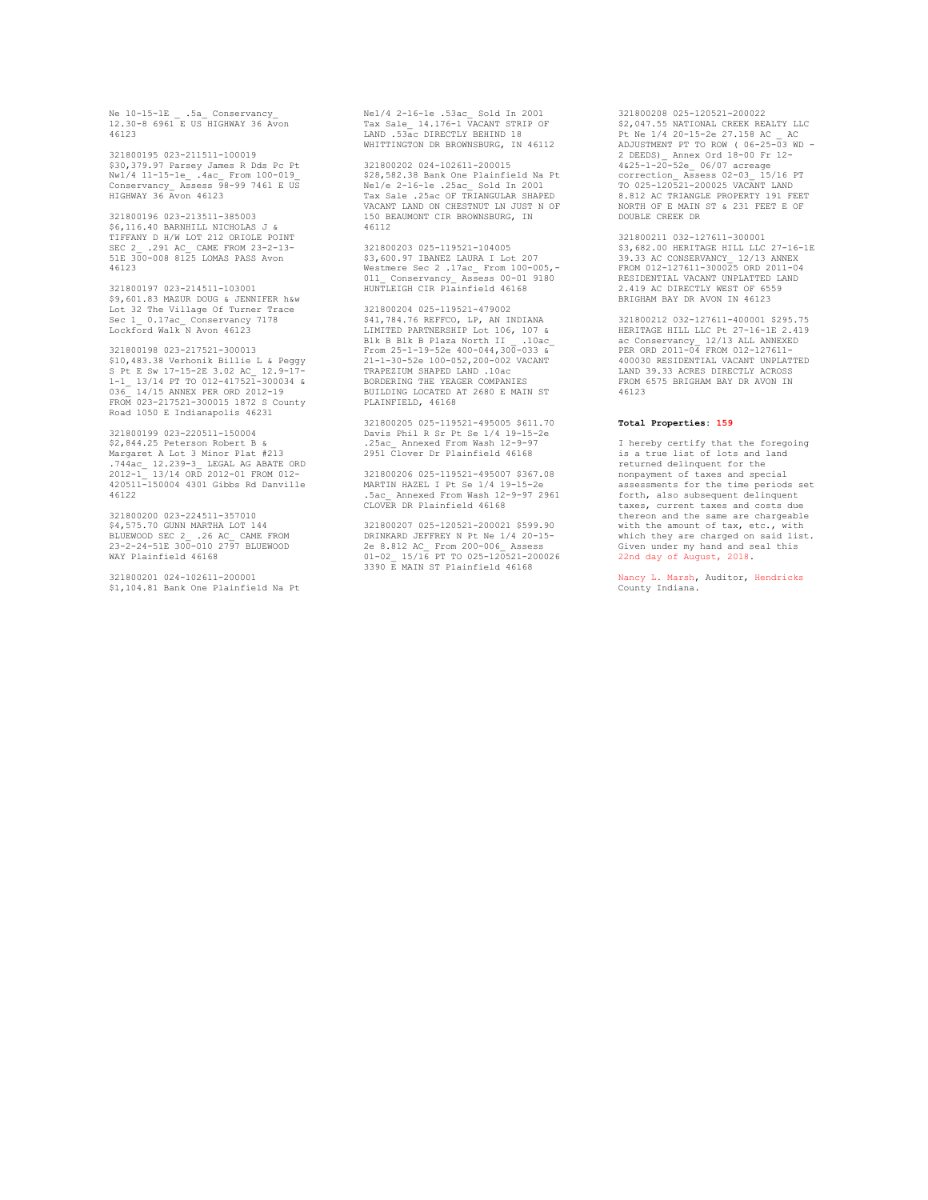Ne 10-15-1E _ .5a_ Conservancy_ 12.30-8 6961 E US HIGHWAY 36 Avon 46123

321800195 023-211511-100019 $30,379.97 Parsey James R Dds Pc Pt Nw1/4 11-15-1e_ .4ac_ From 100-019_ Conservancy_ Assess 98-99 7461 E US HIGHWAY 36 Avon 46123

321800196 023-213511-385003 $6,116.40 BARNHILL NICHOLAS J & TIFFANY D H/W LOT 212 ORIOLE POINT SEC 2_ .291 AC_ CAME FROM 23-2-13-51E 300-008 8125 LOMAS PASS Avon 46123

321800197 023-214511-103001 $9,601.83 MAZUR DOUG & JENNIFER h&w Lot 32 The Village Of Turner Trace Sec 1_ 0.17ac_ Conservancy 7178 Lockford Walk N Avon 46123

321800198 023-217521-300013 $10,483.38 Verhonik Billie L & Peggy S Pt E Sw 17-15-2E 3.02 AC_ 12.9-17-1-1_ 13/14 PT TO 012-417521-300034 & 036_ 14/15 ANNEX PER ORD 2012-19 FROM 023-217521-300015 1872 S County Road 1050 E Indianapolis 46231

321800199 023-220511-150004 $2,844.25 Peterson Robert B & Margaret A Lot 3 Minor Plat #213 .744ac_ 12.239-3_ LEGAL AG ABATE ORD 2012-1_ 13/14 ORD 2012-01 FROM 012-420511-150004 4301 Gibbs Rd Danville 46122

321800200 023-224511-357010 $4,575.70 GUNN MARTHA LOT 144 BLUEWOOD SEC 2_ .26 AC_ CAME FROM 23-2-24-51E 300-010 2797 BLUEWOOD WAY Plainfield 46168

321800201 024-102611-200001 $1,104.81 Bank One Plainfield Na Pt Ne1/4 2-16-1e .53ac_ Sold In 2001 Tax Sale_ 14.176-1 VACANT STRIP OF LAND .53ac DIRECTLY BEHIND 18 WHITTINGTON DR BROWNSBURG, IN 46112

321800202 024-102611-200015 $28,582.38 Bank One Plainfield Na Pt Ne1/e 2-16-1e .25ac_ Sold In 2001 Tax Sale .25ac OF TRIANGULAR SHAPED VACANT LAND ON CHESTNUT LN JUST N OF 150 BEAUMONT CIR BROWNSBURG, IN 46112

321800203 025-119521-104005 $3,600.97 IBANEZ LAURA I Lot 207 Westmere Sec 2 .17ac_ From 100-005,-011_ Conservancy_ Assess 00-01 9180 HUNTLEIGH CIR Plainfield 46168

321800204 025-119521-479002 $41,784.76 REFFCO, LP, AN INDIANA LIMITED PARTNERSHIP Lot 106, 107 & Blk B Blk B Plaza North II _ .10ac_ From 25-1-19-52e 400-044,300-033 & 21-1-30-52e 100-052,200-002 VACANT TRAPEZIUM SHAPED LAND .10ac BORDERING THE YEAGER COMPANIES BUILDING LOCATED AT 2680 E MAIN ST PLAINFIELD, 46168

321800205 025-119521-495005 $611.70 Davis Phil R Sr Pt Se 1/4 19-15-2e .25ac_ Annexed From Wash 12-9-97 2951 Clover Dr Plainfield 46168

321800206 025-119521-495007 $367.08 MARTIN HAZEL I Pt Se 1/4 19-15-2e .5ac_ Annexed From Wash 12-9-97 2961 CLOVER DR Plainfield 46168

321800207 025-120521-200021 $599.90 DRINKARD JEFFREY N Pt Ne 1/4 20-15-2e 8.812 AC_ From 200-006_ Assess 01-02_ 15/16 PT TO 025-120521-200026 3390 E MAIN ST Plainfield 46168

321800208 025-120521-200022 $2,047.55 NATIONAL CREEK REALTY LLC Pt Ne 1/4 20-15-2e 27.158 AC _ AC ADJUSTMENT PT TO ROW ( 06-25-03 WD - 2 DEEDS)_ Annex Ord 18-00 Fr 12-4&25-1-20-52e_ 06/07 acreage correction_ Assess 02-03_ 15/16 PT TO 025-120521-200025 VACANT LAND 8.812 AC TRIANGLE PROPERTY 191 FEET NORTH OF E MAIN ST & 231 FEET E OF DOUBLE CREEK DR

321800211 032-127611-300001 $3,682.00 HERITAGE HILL LLC 27-16-1E 39.33 AC CONSERVANCY_ 12/13 ANNEX FROM 012-127611-300025 ORD 2011-04 RESIDENTIAL VACANT UNPLATTED LAND 2.419 AC DIRECTLY WEST OF 6559 BRIGHAM BAY DR AVON IN 46123

321800212 032-127611-400001 $295.75 HERITAGE HILL LLC Pt 27-16-1E 2.419 ac Conservancy_ 12/13 ALL ANNEXED PER ORD 2011-04 FROM 012-127611-400030 RESIDENTIAL VACANT UNPLATTED LAND 39.33 ACRES DIRECTLY ACROSS FROM 6575 BRIGHAM BAY DR AVON IN 46123

**Total Properties: 159**

I hereby certify that the foregoing is a true list of lots and land returned delinquent for the nonpayment of taxes and special assessments for the time periods set forth, also subsequent delinquent taxes, current taxes and costs due thereon and the same are chargeable with the amount of tax, etc., with which they are charged on said list. Given under my hand and seal this 22nd day of August, 2018.

Nancy L. Marsh, Auditor, Hendricks County Indiana.